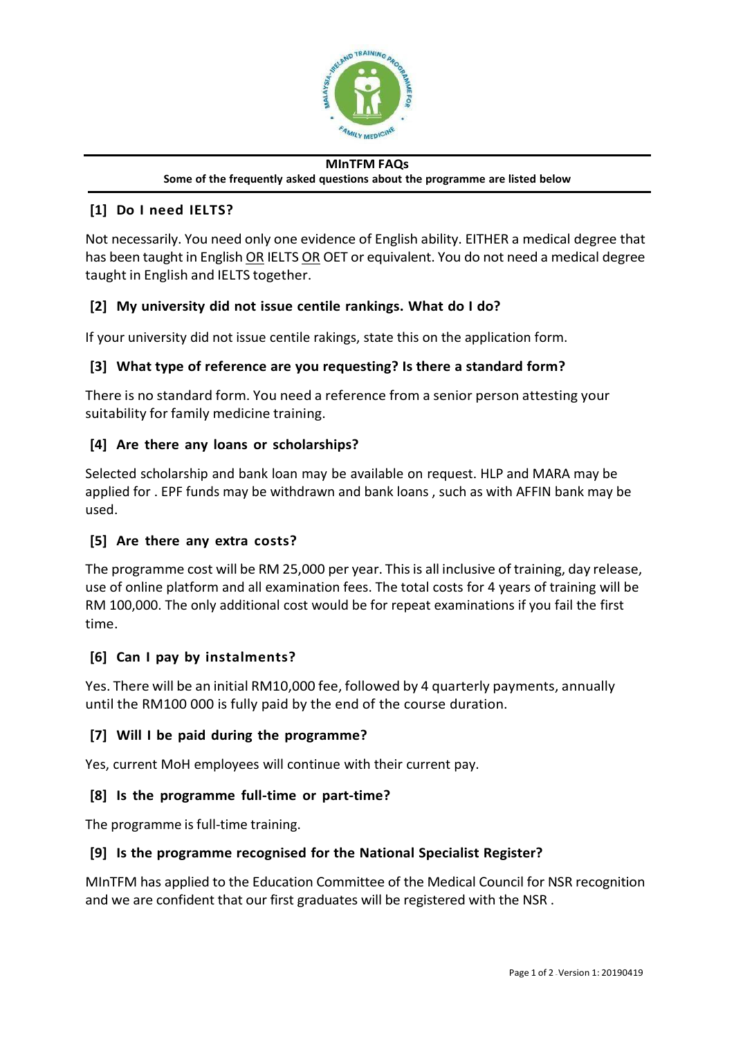**MInTFM FAQs**

**Some of the frequently asked questions about the programme are listed below**

### [1] Do I need IELTS?

Not necessarily. You need only one evidence of English ability. EITHER a medical degree that has been taught in English OR IELTS OR OET or equivalent. You do not need a medical degree taught in English and IELTS together.

### [2] My university did not issue centile rankings. What do I do?

If your university did not issue centile rakings, state this on the application form.

### [3] What type of reference are you requesting? Is there a standard form?

There is no standard form. You need a reference from a senior person attesting your suitability for family medicine training.

### [4] Are there any loans or scholarships?

Selected scholarship and bank loan may be available on request. HLP and MARA may be applied for . EPF funds may be withdrawn and bank loans , such as with AFFIN bank may be used.

### [5] Are there any extra costs?

The programme cost will be RM 25,000 per year. This is all inclusive of training, day release, use of online platform and all examination fees. The total costs for 4 years of training will be RM 100,000. The only additional cost would be for repeat examinations if you fail the first time.

### [6] Can I pay by instalments?

Yes. There will be an initial RM10,000 fee, followed by 4 quarterly payments, annually until the RM100 000 is fully paid by the end of the course duration.

### [7] Will I be paid during the programme?

Yes, current MoH employees will continue with their current pay.

### [8] Is the programme full-time or part-time?

The programme is full-time training.

### [9] Is the programme recognised for the National Specialist Register?

MInTFM has applied to the Education Committee of the Medical Council for NSR recognition and we are confident that our first graduates will be registered with the NSR .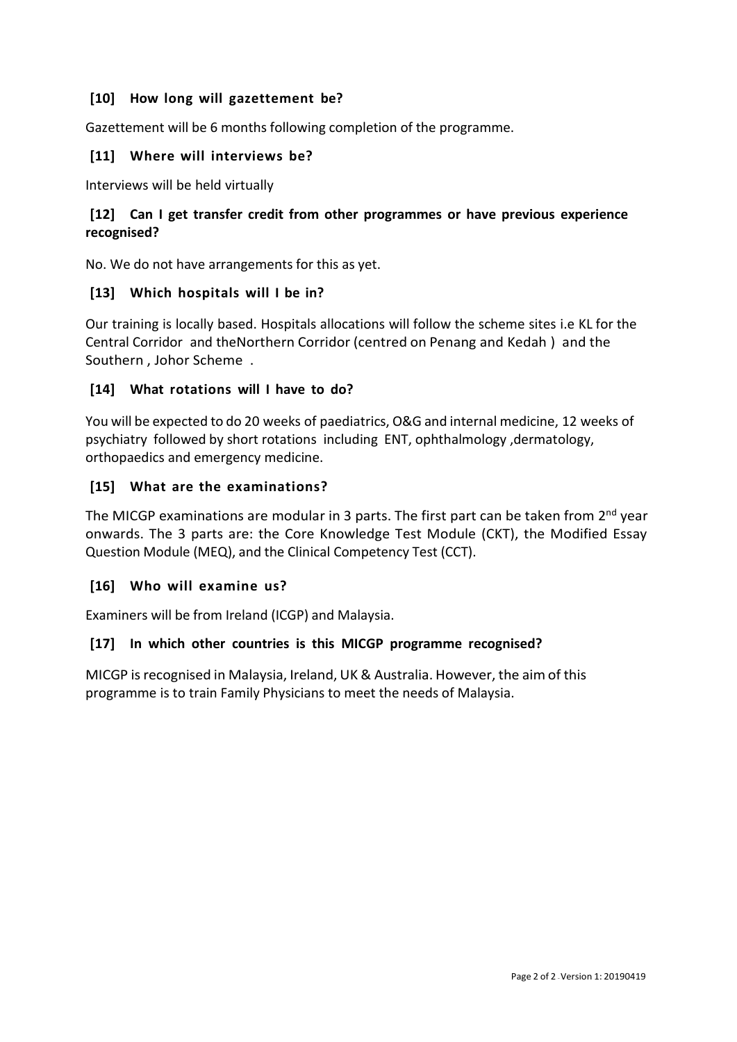### [10] How long will gazettement be?

Gazettement will be 6 months following completion of the programme.

### [11] Where will interviews be?

Interviews will be held virtually

### [12] Can I get transfer credit from other programmes or have previous experience recognised?

No. We do not have arrangements for this as yet.

### [13] Which hospitals will I be in?

Our training is locally based. Hospitals allocations will follow the scheme sites i.e KL for the Central Corridor and theNorthern Corridor (centred on Penang and Kedah ) and the Southern , Johor Scheme .

### [14] What rotations will I have to do?

You will be expected to do 20 weeks of paediatrics, O&G and internal medicine, 12 weeks of psychiatry followed by short rotations including ENT, ophthalmology ,dermatology, orthopaedics and emergency medicine.

### [15] What are the examinations?

The MICGP examinations are modular in 3 parts. The first part can be taken from 2nd year onwards. The 3 parts are: the Core Knowledge Test Module (CKT), the Modified Essay Question Module (MEQ), and the Clinical Competency Test (CCT).

### [16] Who will examine us?

Examiners will be from Ireland (ICGP) and Malaysia.

### [17] In which other countries is this MICGP programme recognised?

MICGP is recognised in Malaysia, Ireland, UK & Australia. However, the aim of this programme is to train Family Physicians to meet the needs of Malaysia.